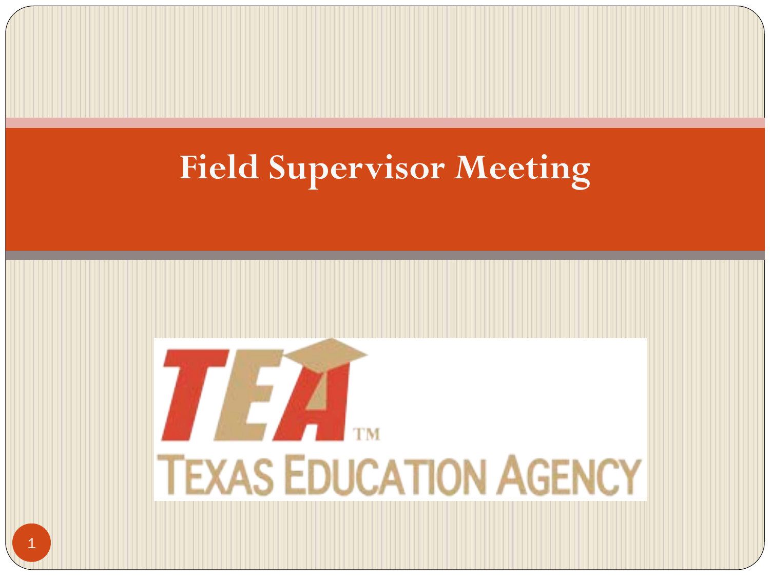# Field Supervisor Meeting

TEA™

TEXAS EDUCATION AGENCY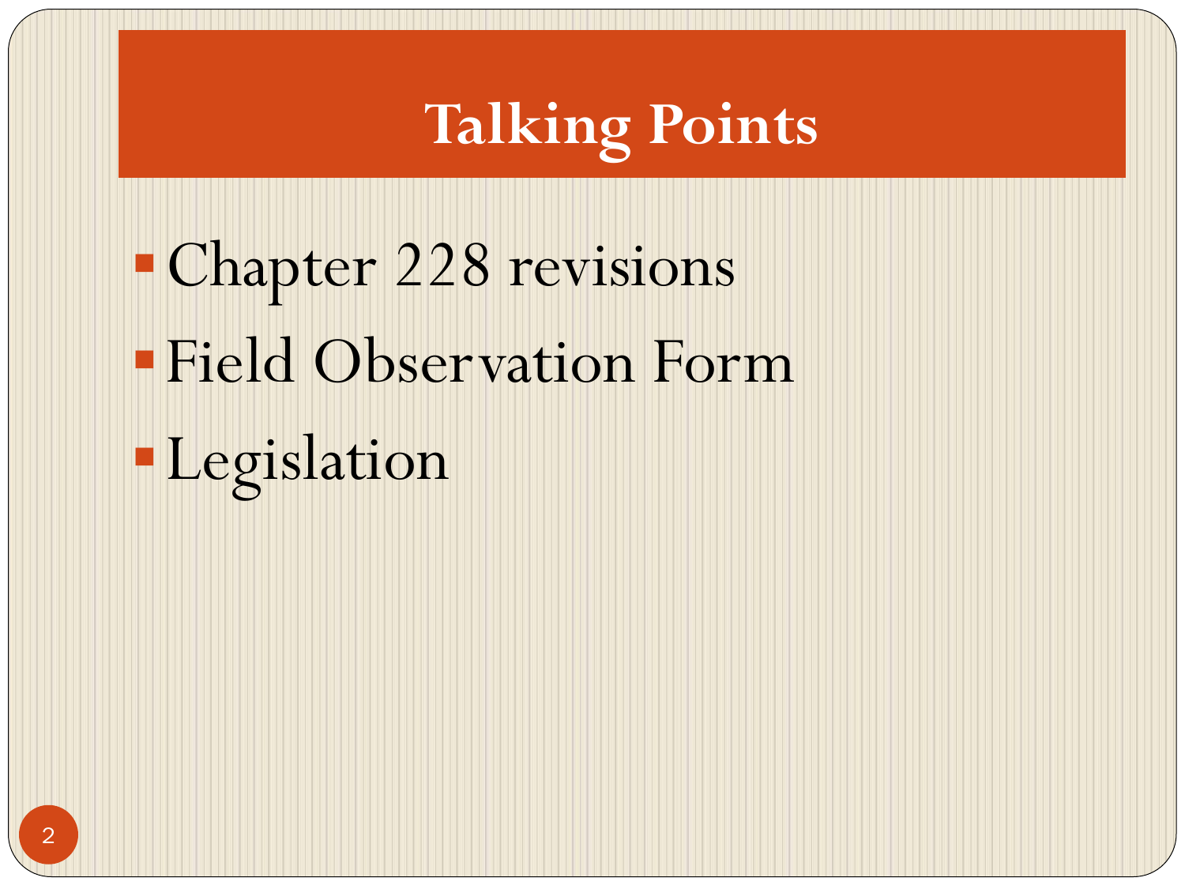# Talking Points

- Chapter 228 revisions
- Field Observation Form
- Legislation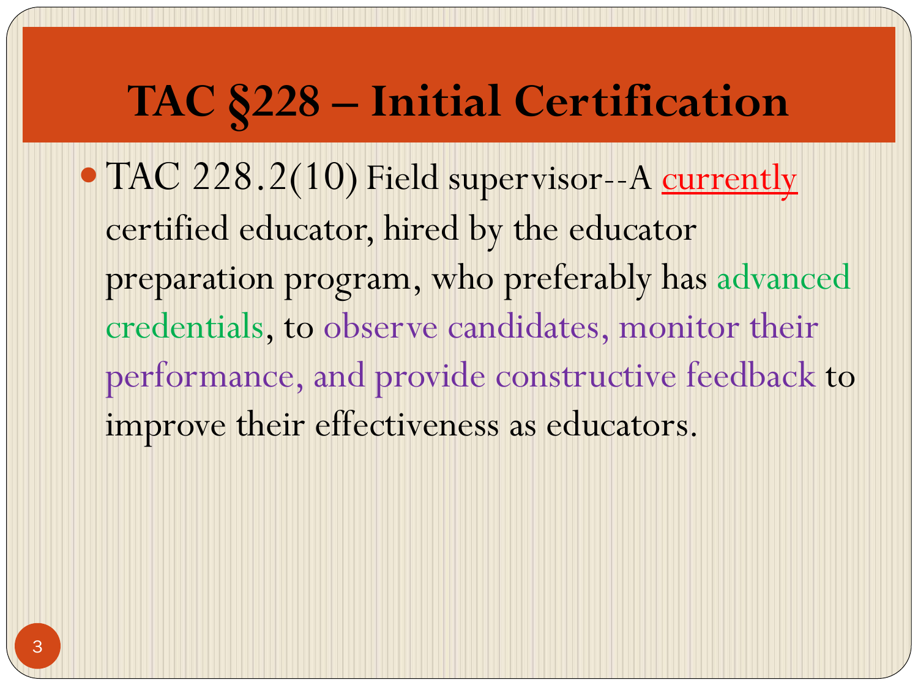# TAC §228 – Initial Certification

- TAC 228.2(10) Field supervisor--A <u>currently</u> certified educator, hired by the educator preparation program, who preferably has advanced credentials, to observe candidates, monitor their performance, and provide constructive feedback to improve their effectiveness as educators.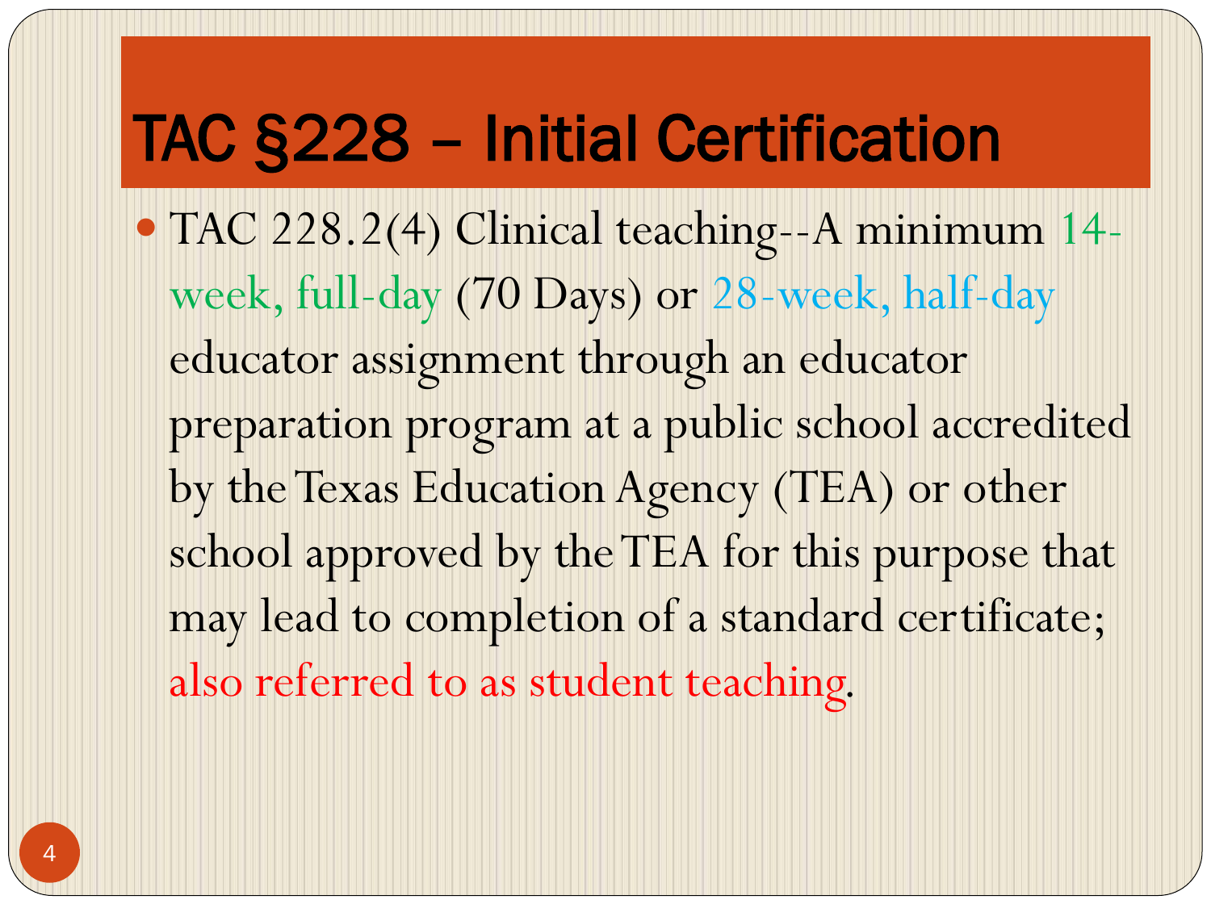# TAC §228 – Initial Certification

- TAC 228.2(4) Clinical teaching--A minimum 14-week, full-day (70 Days) or 28-week, half-day educator assignment through an educator preparation program at a public school accredited by the Texas Education Agency (TEA) or other school approved by the TEA for this purpose that may lead to completion of a standard certificate; also referred to as student teaching.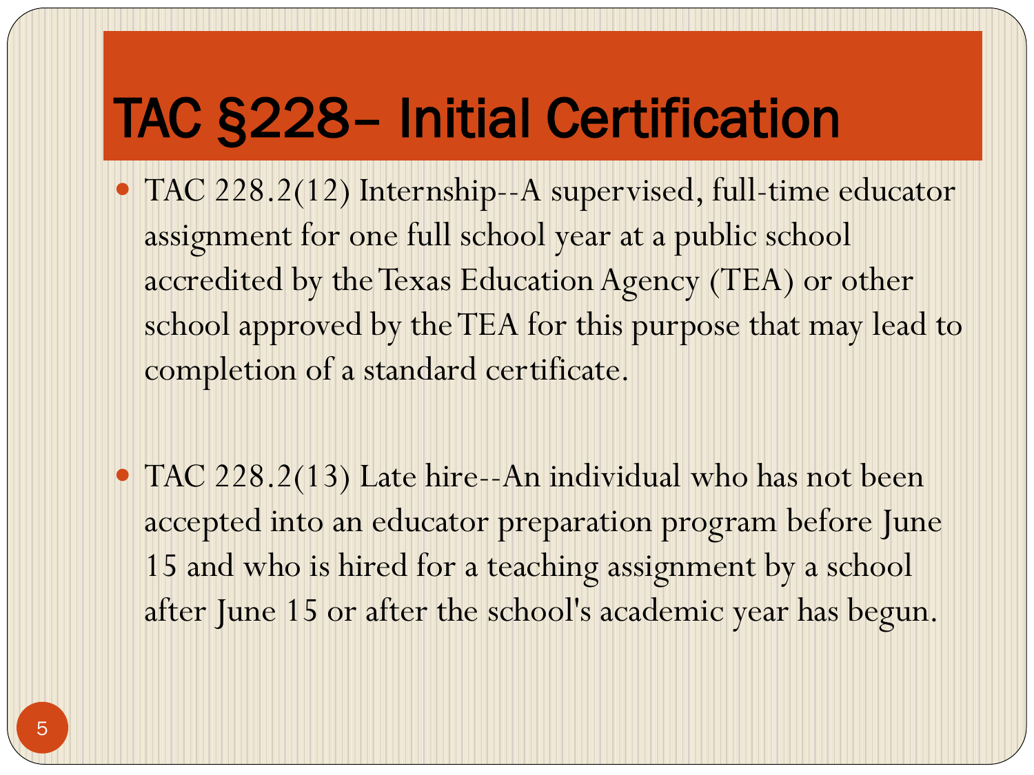# TAC §228– Initial Certification

- TAC 228.2(12) Internship--A supervised, full-time educator assignment for one full school year at a public school accredited by the Texas Education Agency (TEA) or other school approved by the TEA for this purpose that may lead to completion of a standard certificate.

- TAC 228.2(13) Late hire--An individual who has not been accepted into an educator preparation program before June 15 and who is hired for a teaching assignment by a school after June 15 or after the school's academic year has begun.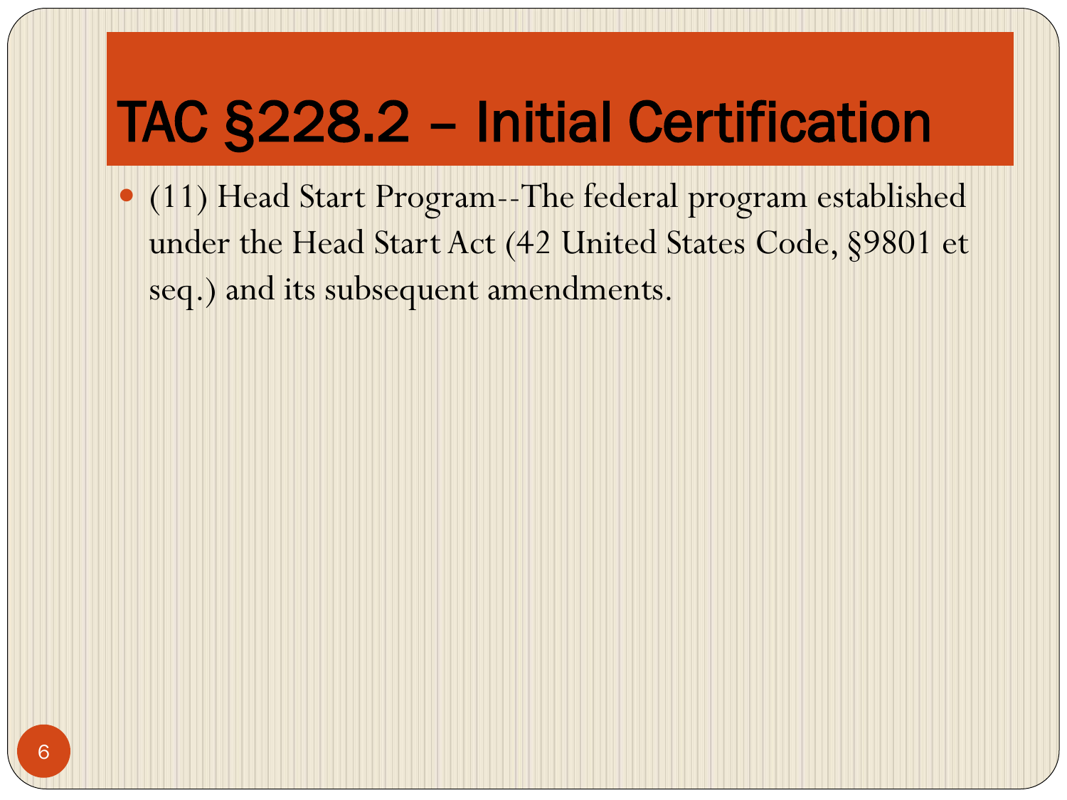# TAC §228.2 – Initial Certification

- (11) Head Start Program--The federal program established under the Head Start Act (42 United States Code, §9801 et seq.) and its subsequent amendments.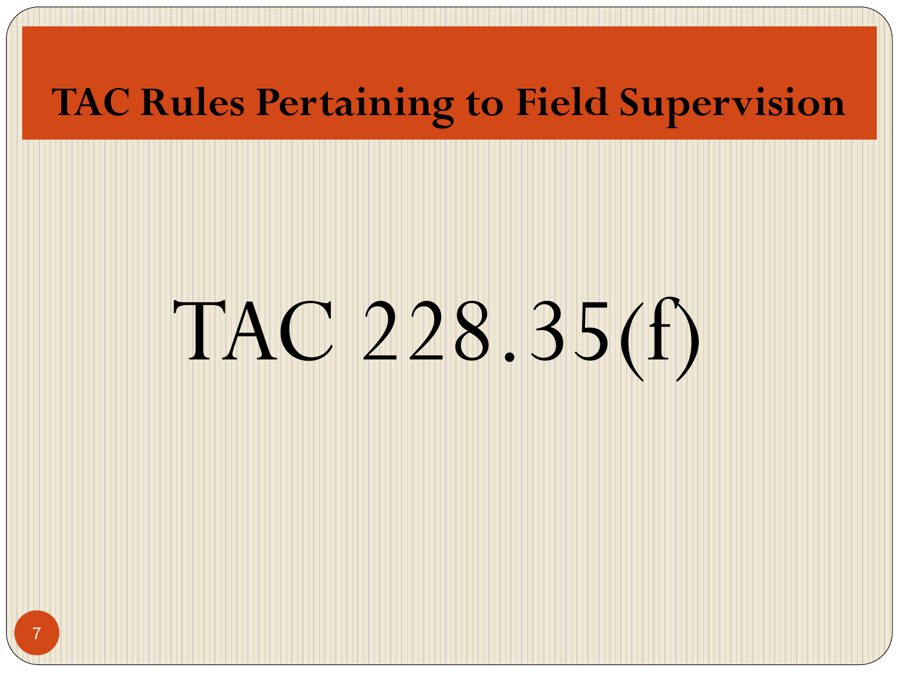# TAC Rules Pertaining to Field Supervision

TAC 228.35(f)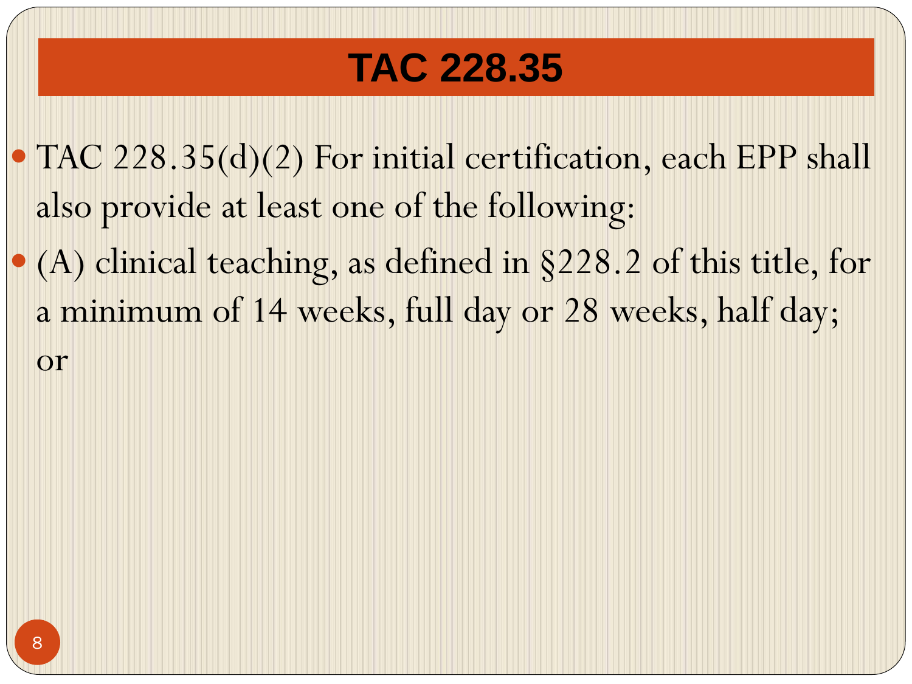# TAC 228.35

- TAC 228.35(d)(2) For initial certification, each EPP shall also provide at least one of the following:
- (A) clinical teaching, as defined in §228.2 of this title, for a minimum of 14 weeks, full day or 28 weeks, half day; or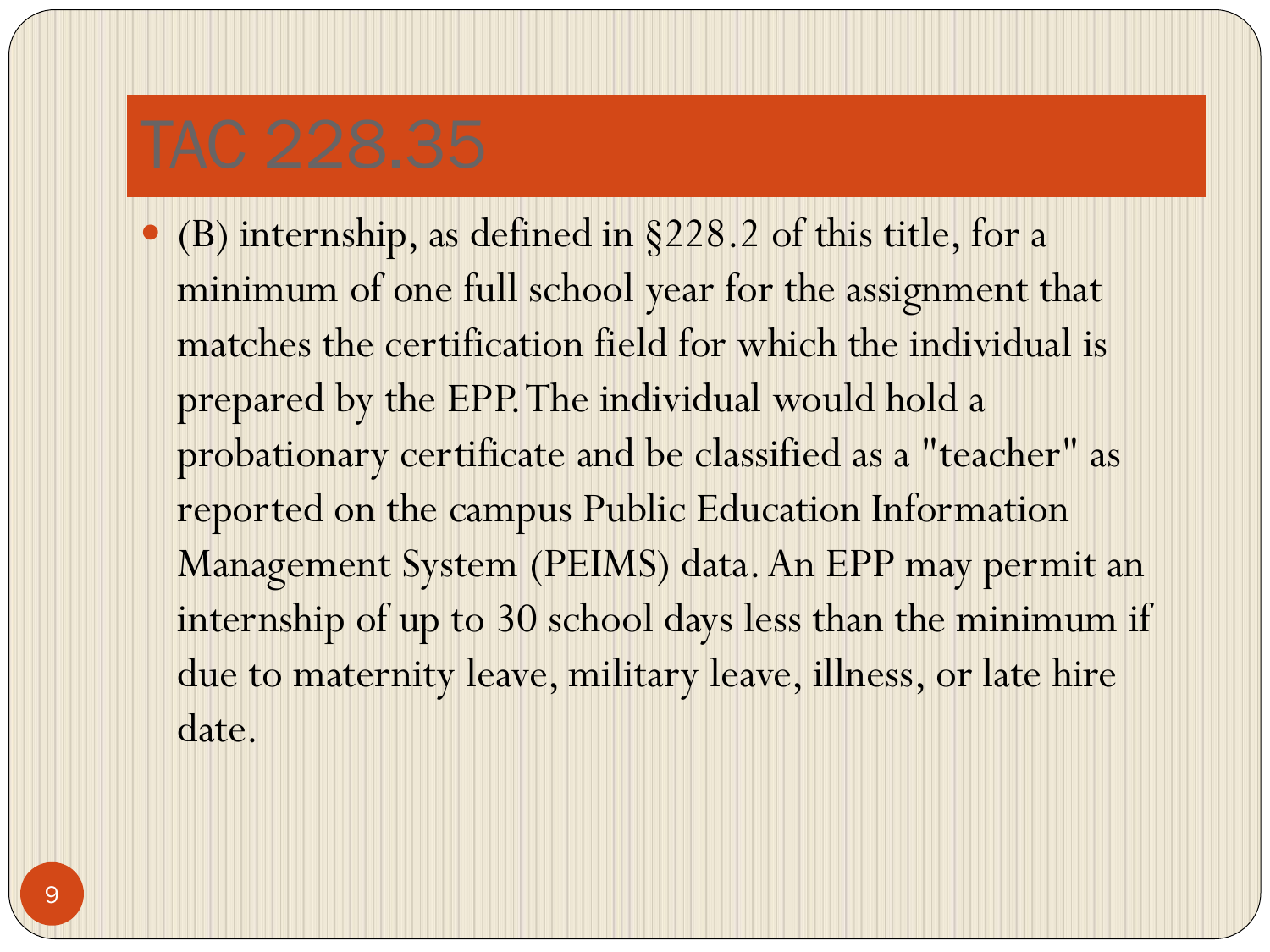# TAC 228.35

- (B) internship, as defined in §228.2 of this title, for a minimum of one full school year for the assignment that matches the certification field for which the individual is prepared by the EPP. The individual would hold a probationary certificate and be classified as a "teacher" as reported on the campus Public Education Information Management System (PEIMS) data. An EPP may permit an internship of up to 30 school days less than the minimum if due to maternity leave, military leave, illness, or late hire date.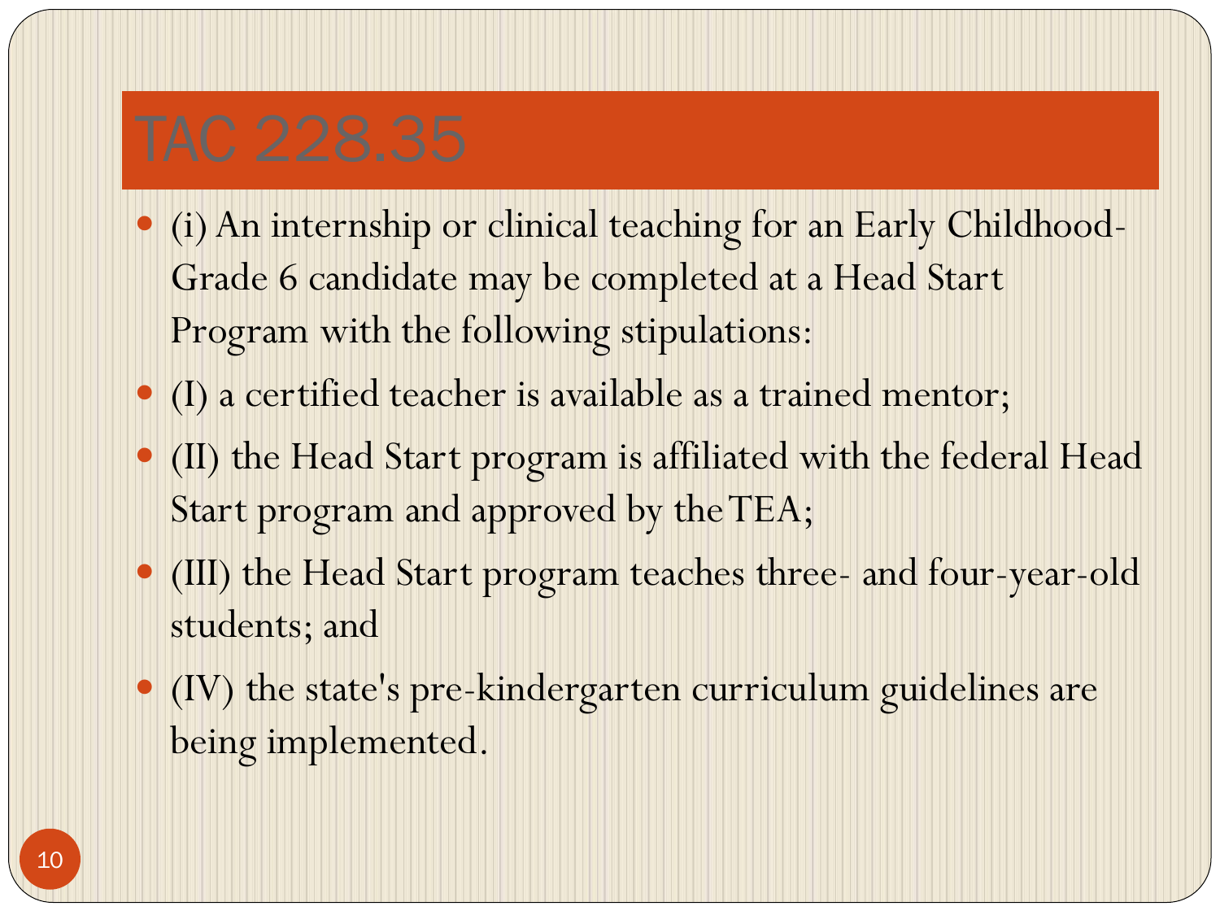# TAC 228.35

- (i) An internship or clinical teaching for an Early Childhood-Grade 6 candidate may be completed at a Head Start Program with the following stipulations:
- (I) a certified teacher is available as a trained mentor;
- (II) the Head Start program is affiliated with the federal Head Start program and approved by the TEA;
- (III) the Head Start program teaches three- and four-year-old students; and
- (IV) the state's pre-kindergarten curriculum guidelines are being implemented.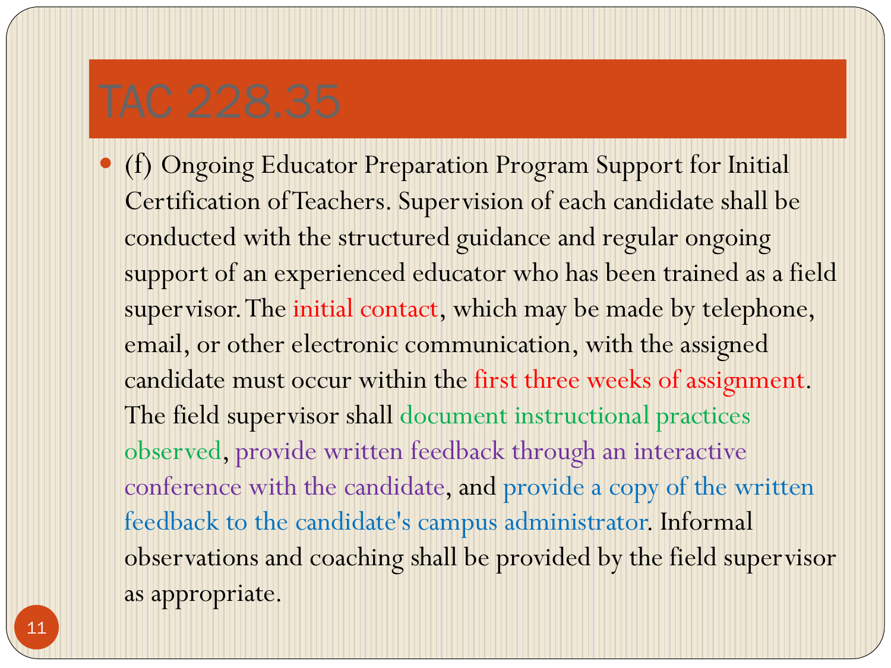# TAC 228.35

- (f) Ongoing Educator Preparation Program Support for Initial Certification of Teachers. Supervision of each candidate shall be conducted with the structured guidance and regular ongoing support of an experienced educator who has been trained as a field supervisor. The initial contact, which may be made by telephone, email, or other electronic communication, with the assigned candidate must occur within the first three weeks of assignment. The field supervisor shall document instructional practices observed, provide written feedback through an interactive conference with the candidate, and provide a copy of the written feedback to the candidate's campus administrator. Informal observations and coaching shall be provided by the field supervisor as appropriate.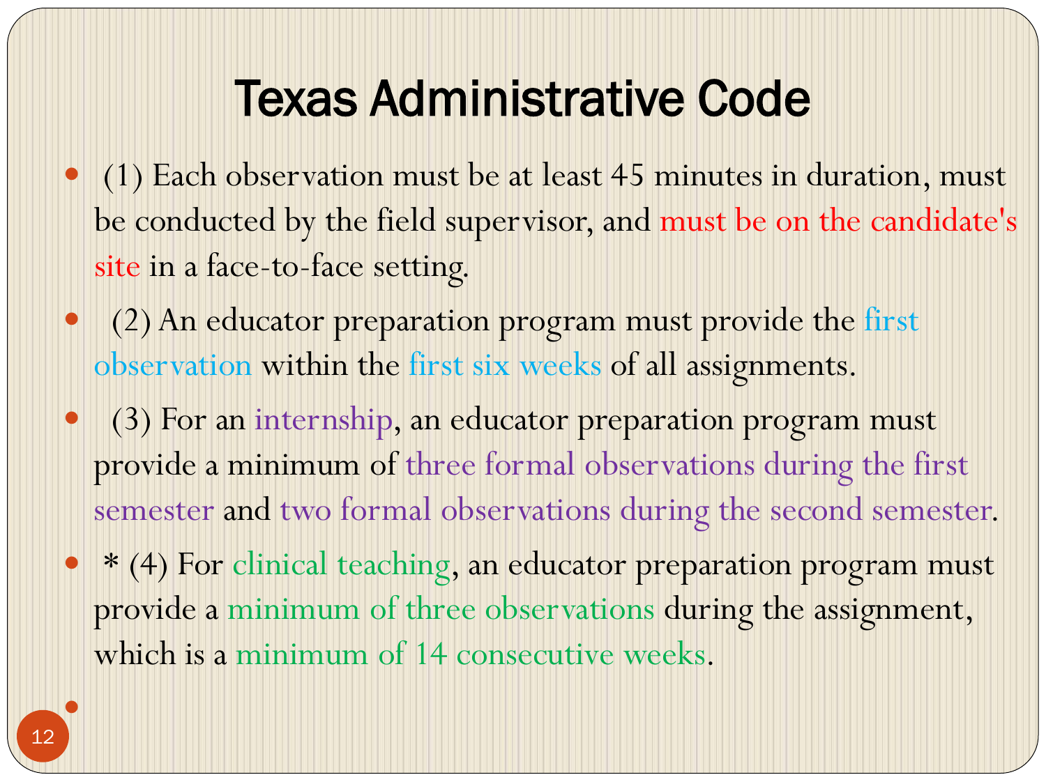# Texas Administrative Code

- (1) Each observation must be at least 45 minutes in duration, must be conducted by the field supervisor, and must be on the candidate's site in a face-to-face setting.
- (2) An educator preparation program must provide the first observation within the first six weeks of all assignments.
- (3) For an internship, an educator preparation program must provide a minimum of three formal observations during the first semester and two formal observations during the second semester.
- * (4) For clinical teaching, an educator preparation program must provide a minimum of three observations during the assignment, which is a minimum of 14 consecutive weeks.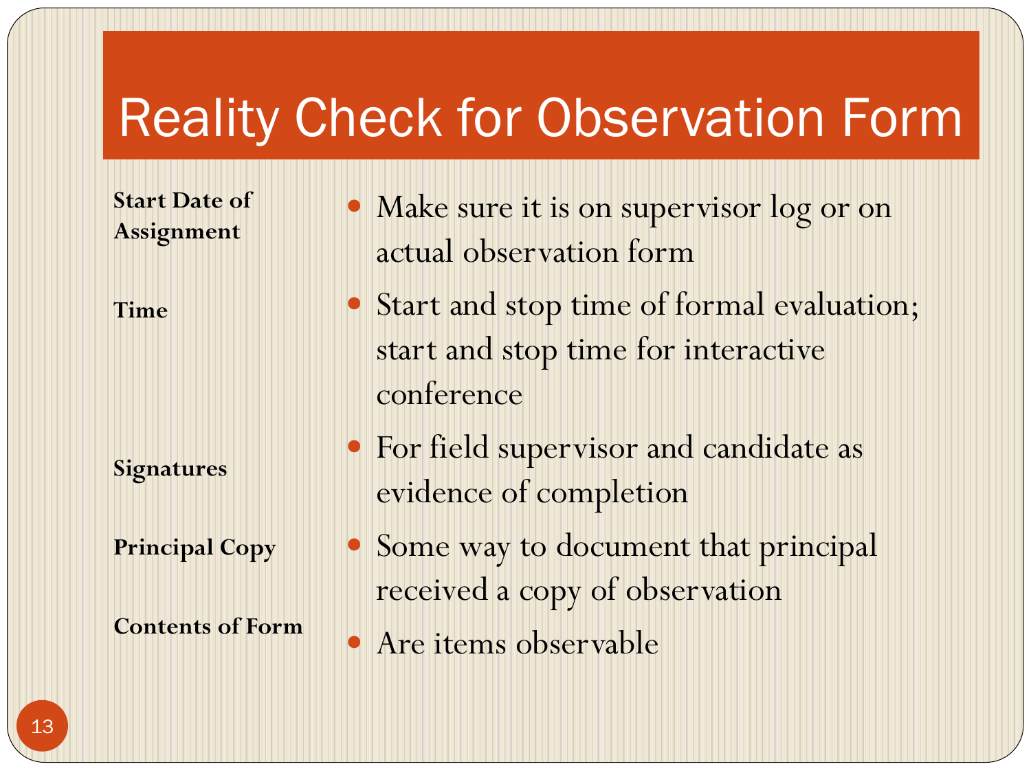# Reality Check for Observation Form

| | |
|---|---|
| **Start Date of Assignment** | Make sure it is on supervisor log or on actual observation form |
| **Time** | Start and stop time of formal evaluation; start and stop time for interactive conference |
| **Signatures** | For field supervisor and candidate as evidence of completion |
| **Principal Copy** | Some way to document that principal received a copy of observation |
| **Contents of Form** | Are items observable |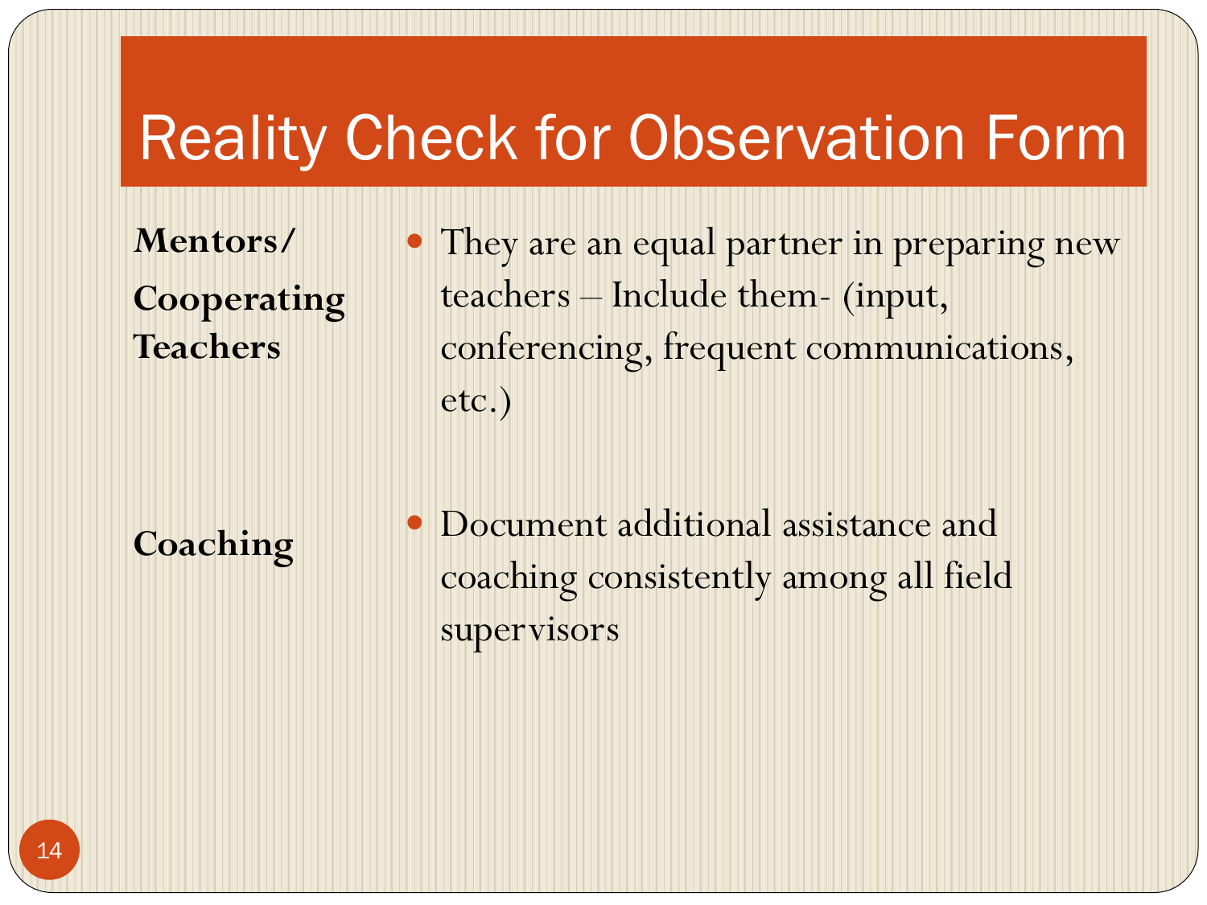# Reality Check for Observation Form

**Mentors/ Cooperating Teachers**

- They are an equal partner in preparing new teachers – Include them- (input, conferencing, frequent communications, etc.)

**Coaching**

- Document additional assistance and coaching consistently among all field supervisors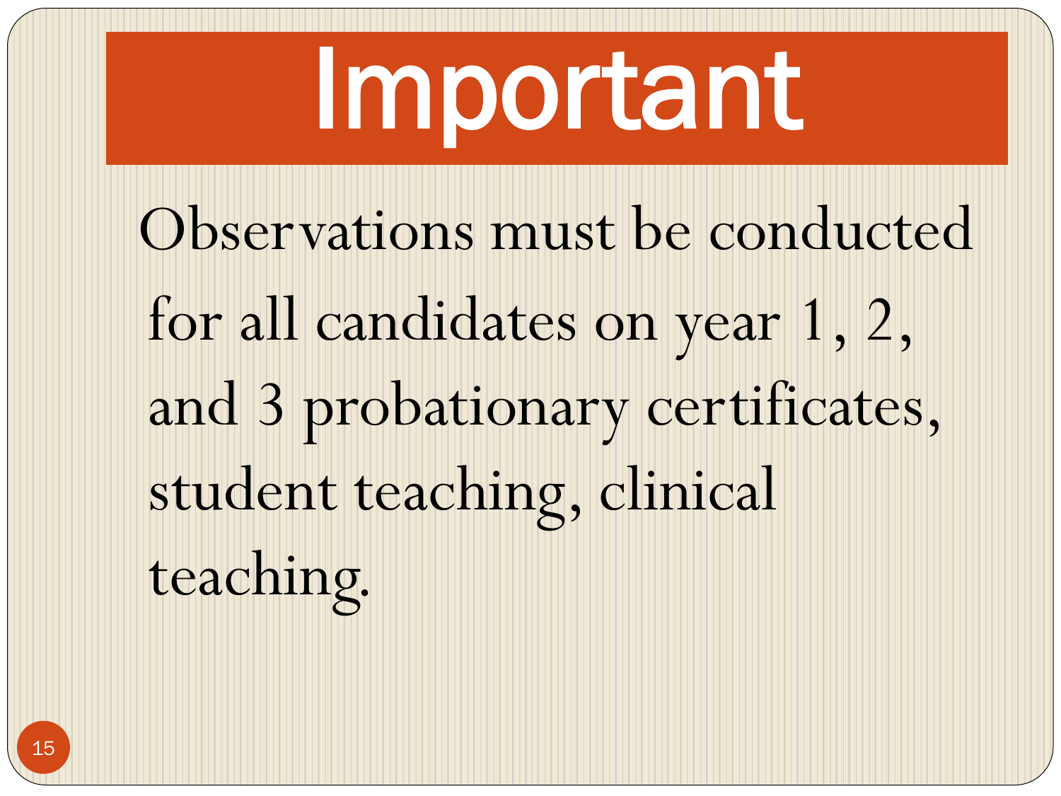# Important

Observations must be conducted for all candidates on year 1, 2, and 3 probationary certificates, student teaching, clinical teaching.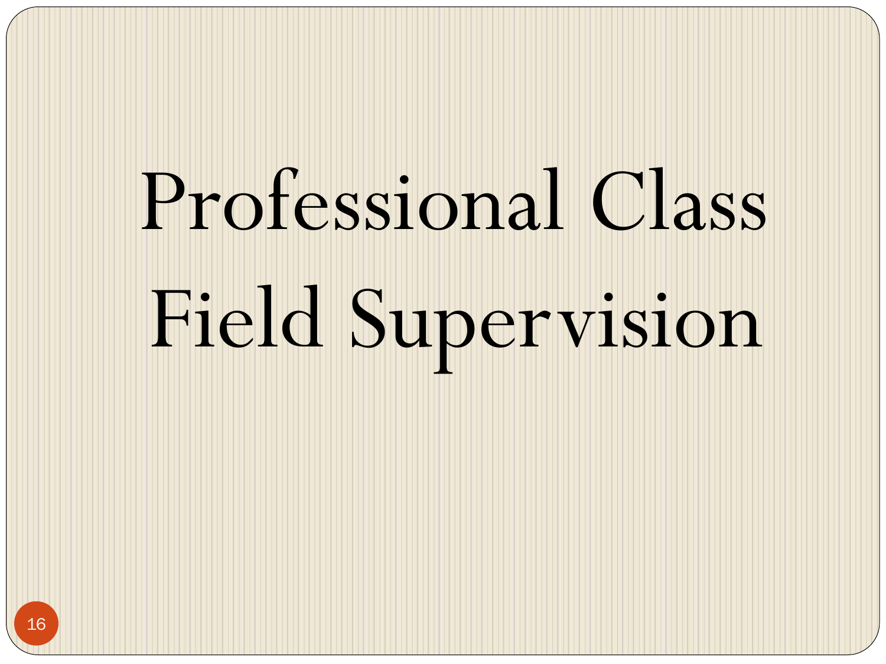# Professional Class Field Supervision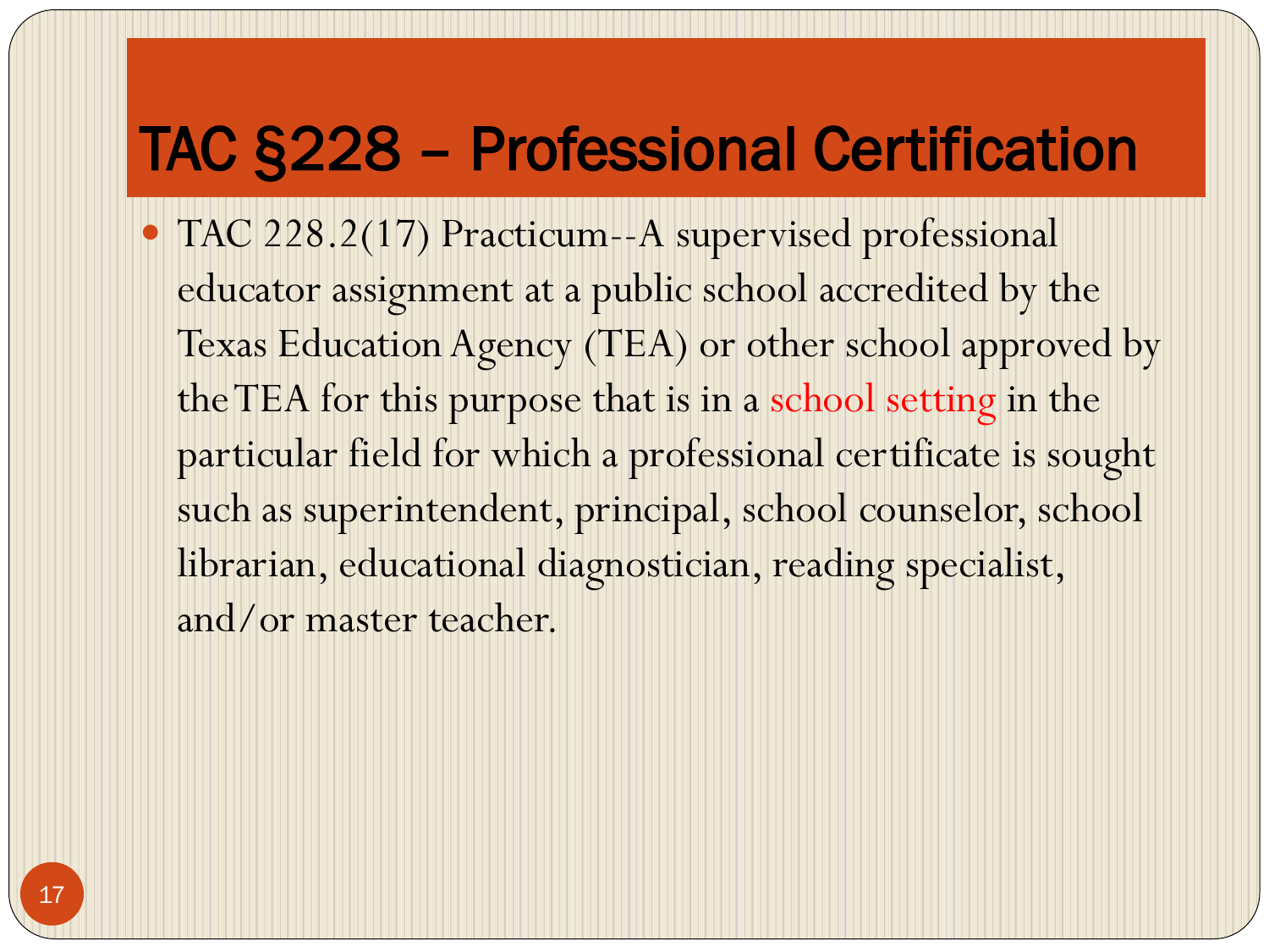# TAC §228 – Professional Certification

- TAC 228.2(17) Practicum--A supervised professional educator assignment at a public school accredited by the Texas Education Agency (TEA) or other school approved by the TEA for this purpose that is in a school setting in the particular field for which a professional certificate is sought such as superintendent, principal, school counselor, school librarian, educational diagnostician, reading specialist, and/or master teacher.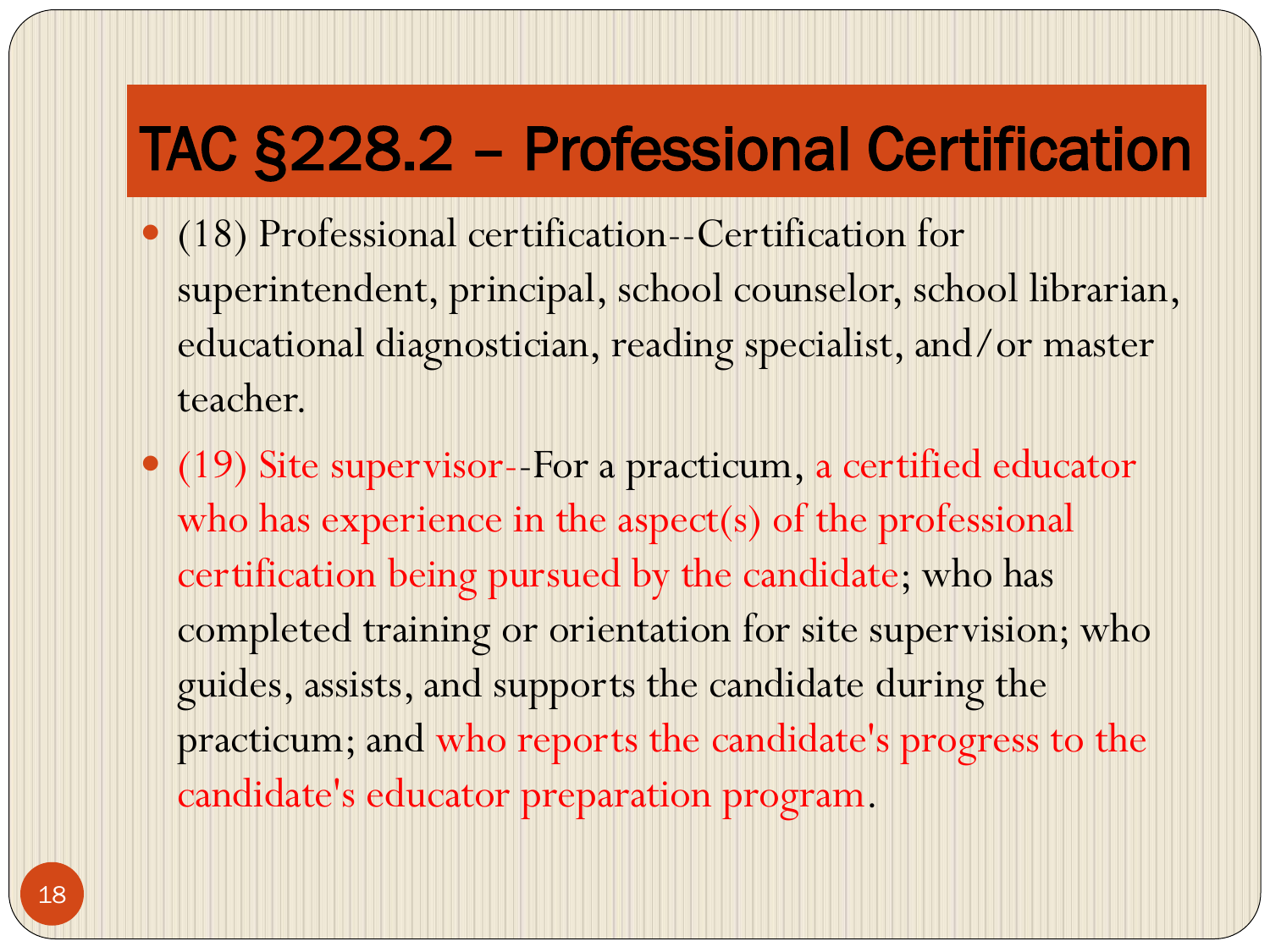# TAC §228.2 – Professional Certification

- (18) Professional certification--Certification for superintendent, principal, school counselor, school librarian, educational diagnostician, reading specialist, and/or master teacher.
- (19) Site supervisor--For a practicum, a certified educator who has experience in the aspect(s) of the professional certification being pursued by the candidate; who has completed training or orientation for site supervision; who guides, assists, and supports the candidate during the practicum; and who reports the candidate's progress to the candidate's educator preparation program.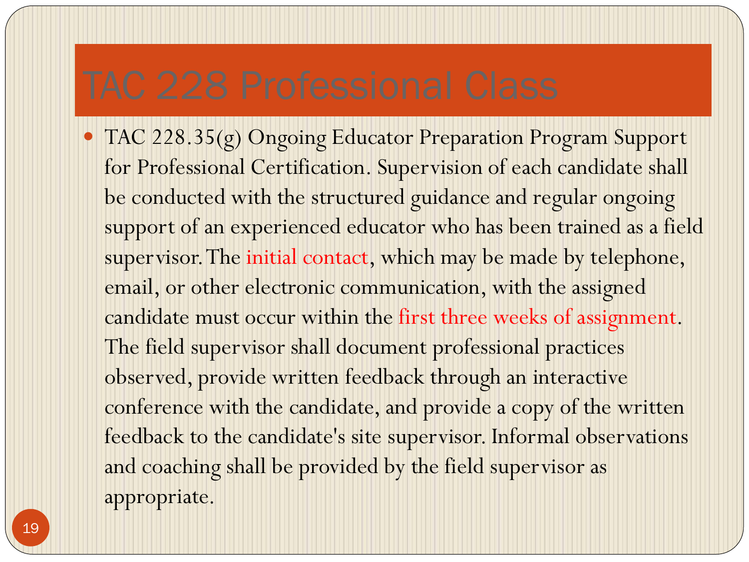# TAC 228 Professional Class

- TAC 228.35(g) Ongoing Educator Preparation Program Support for Professional Certification. Supervision of each candidate shall be conducted with the structured guidance and regular ongoing support of an experienced educator who has been trained as a field supervisor. The initial contact, which may be made by telephone, email, or other electronic communication, with the assigned candidate must occur within the first three weeks of assignment. The field supervisor shall document professional practices observed, provide written feedback through an interactive conference with the candidate, and provide a copy of the written feedback to the candidate's site supervisor. Informal observations and coaching shall be provided by the field supervisor as appropriate.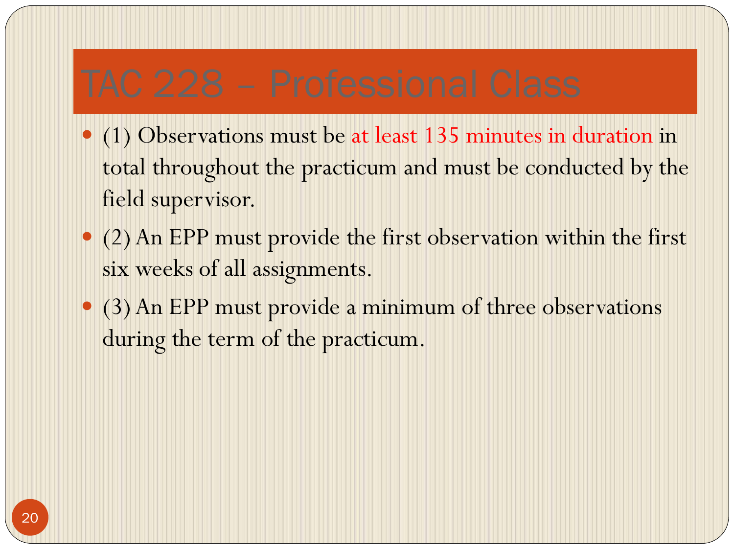# TAC 228 – Professional Class

- (1) Observations must be at least 135 minutes in duration in total throughout the practicum and must be conducted by the field supervisor.
- (2) An EPP must provide the first observation within the first six weeks of all assignments.
- (3) An EPP must provide a minimum of three observations during the term of the practicum.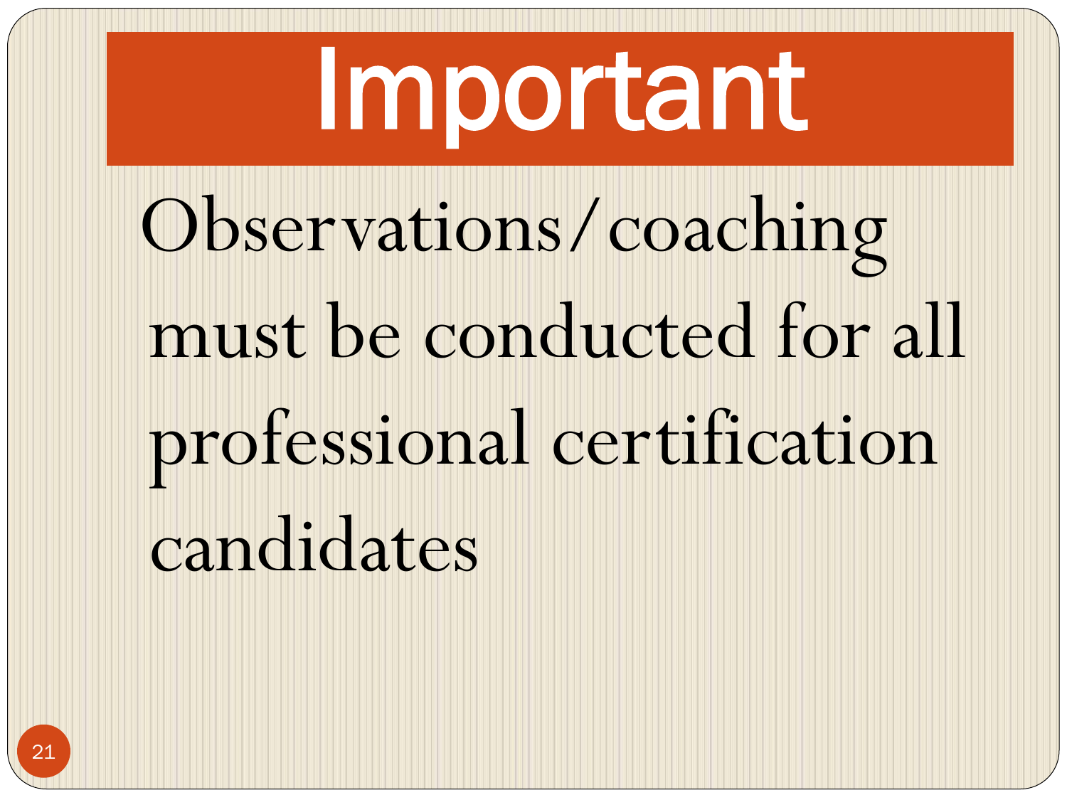# Important

Observations/coaching must be conducted for all professional certification candidates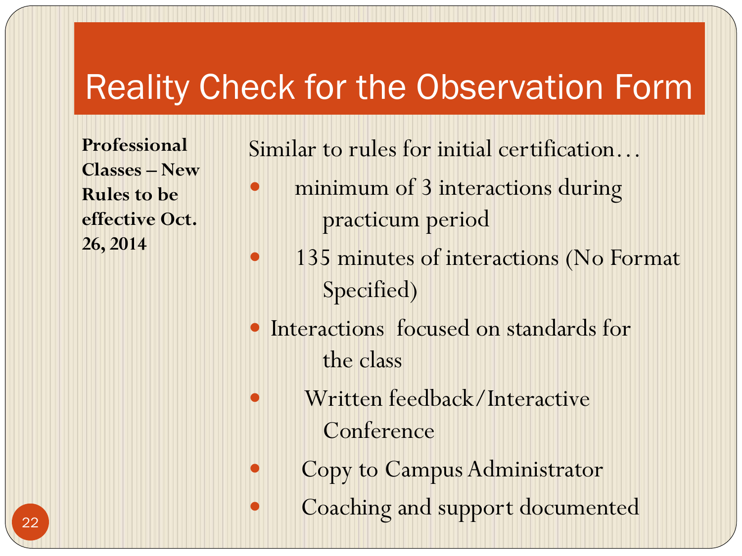# Reality Check for the Observation Form

**Professional Classes – New Rules to be effective Oct. 26, 2014**

Similar to rules for initial certification…

- minimum of 3 interactions during practicum period
- 135 minutes of interactions (No Format Specified)
- Interactions focused on standards for the class
- Written feedback/Interactive Conference
- Copy to Campus Administrator
- Coaching and support documented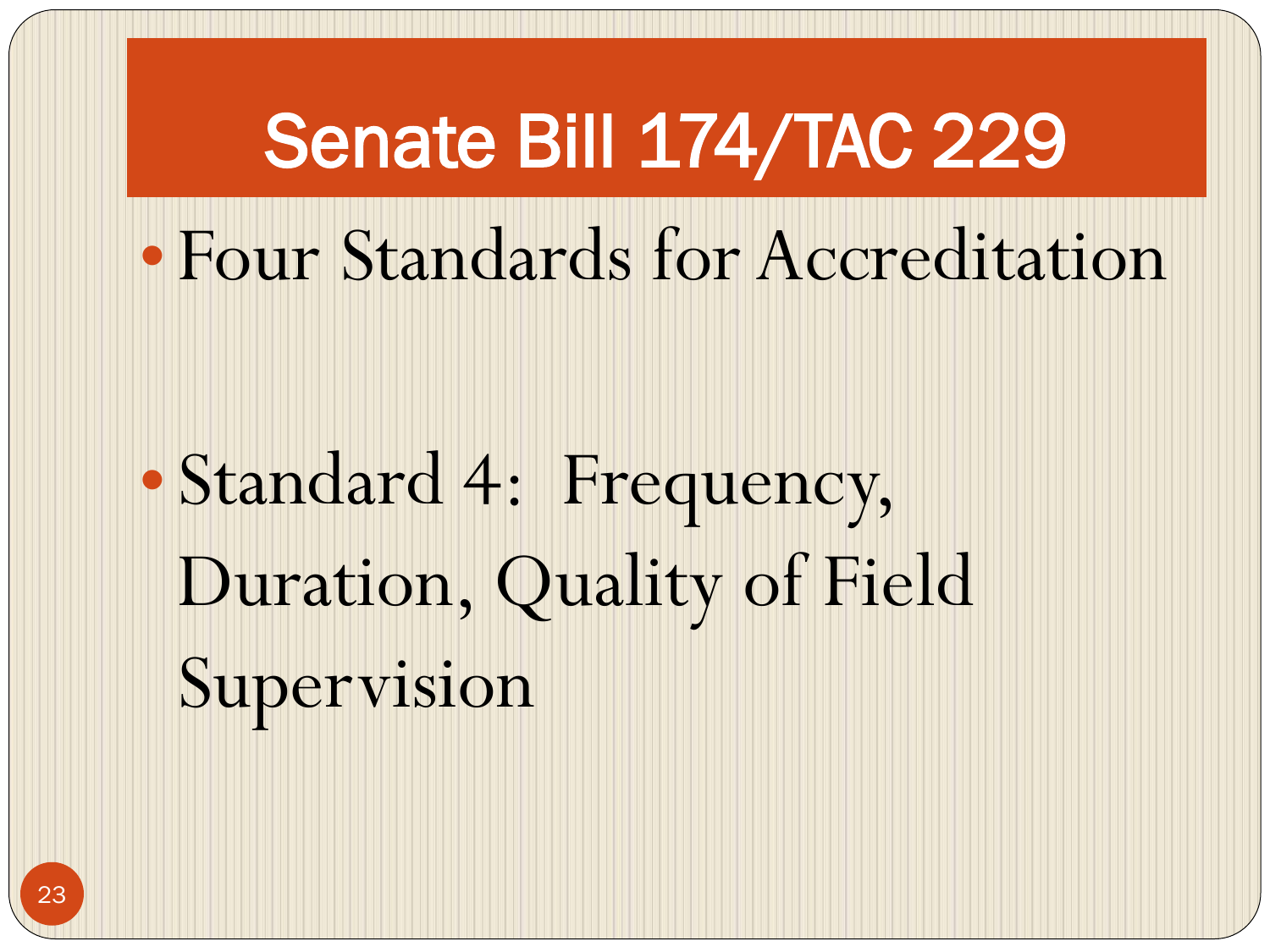# Senate Bill 174/TAC 229

- Four Standards for Accreditation

- Standard 4: Frequency, Duration, Quality of Field Supervision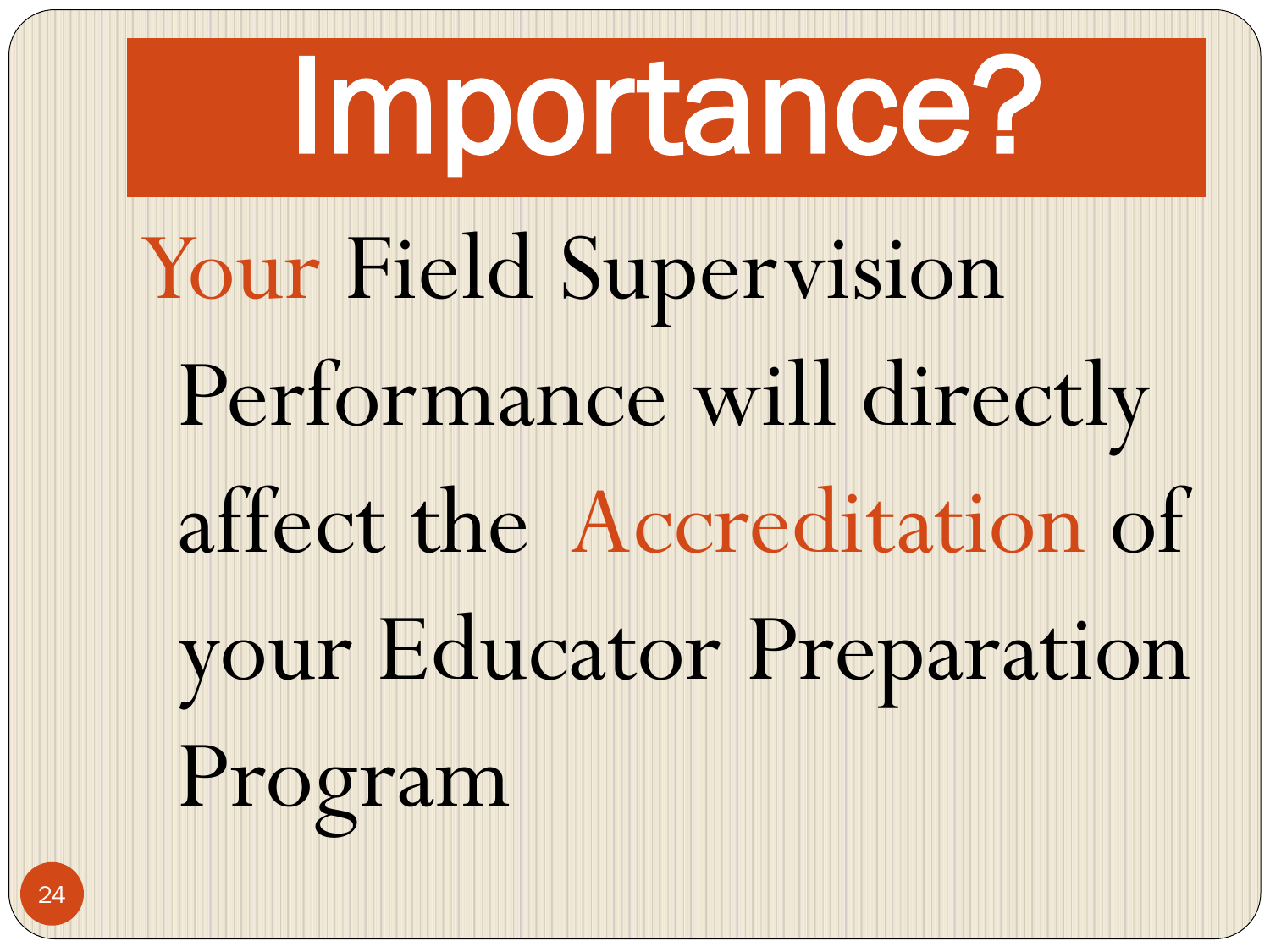# Importance?

Your Field Supervision Performance will directly affect the Accreditation of your Educator Preparation Program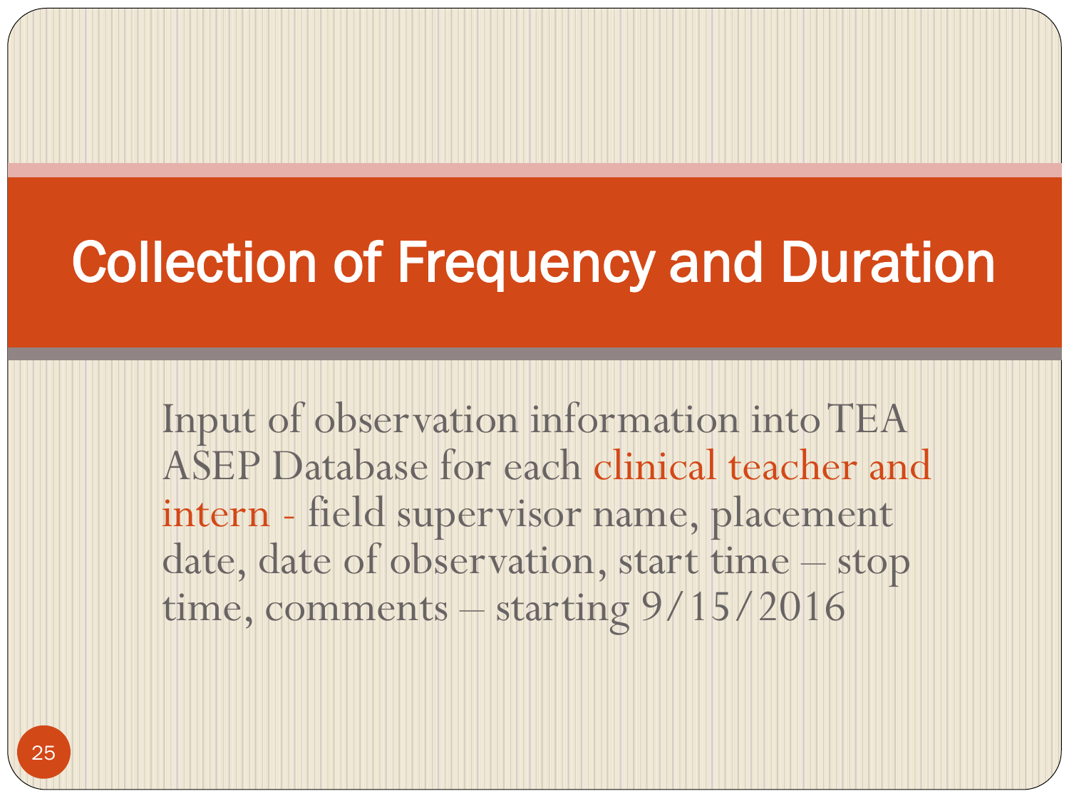# Collection of Frequency and Duration

Input of observation information into TEA ASEP Database for each clinical teacher and intern - field supervisor name, placement date, date of observation, start time – stop time, comments – starting 9/15/2016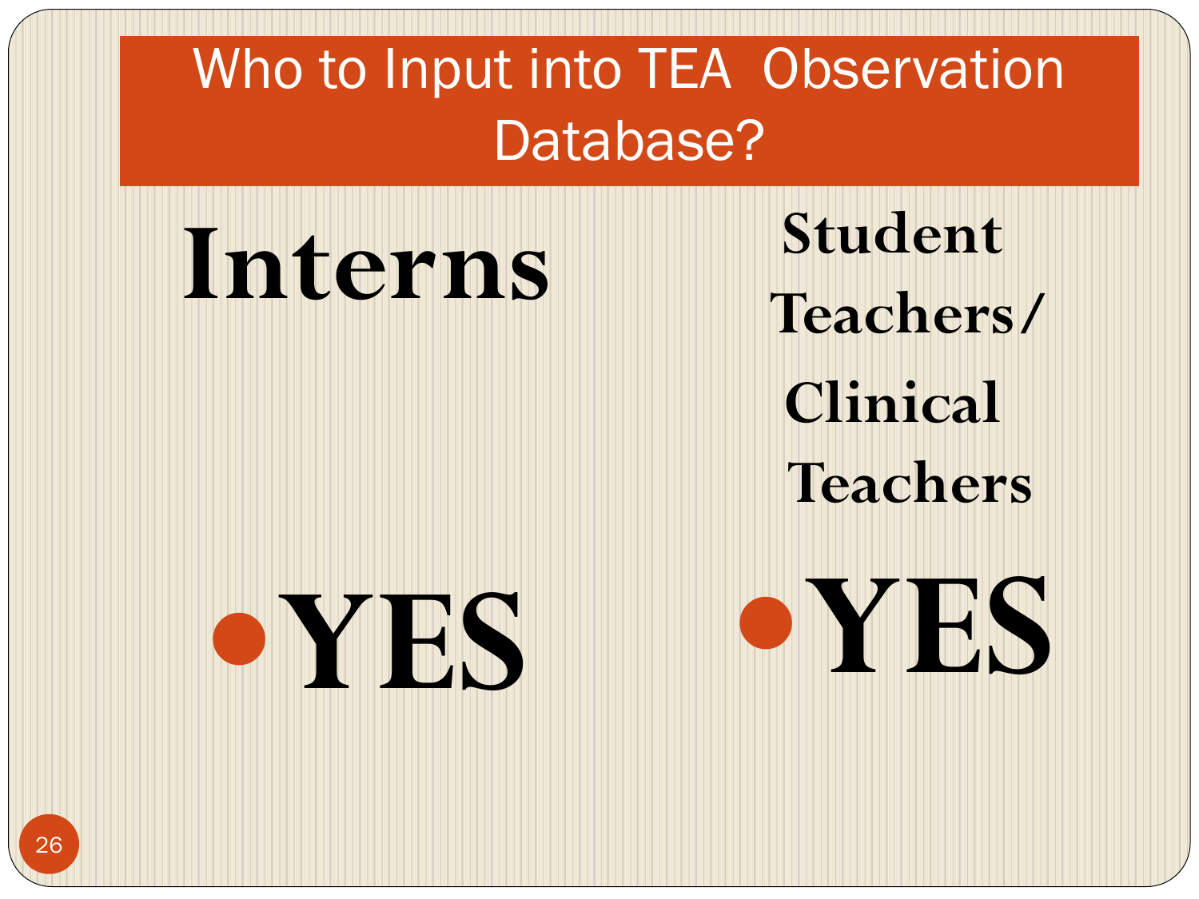# Who to Input into TEA Observation Database?

**Interns**

- **YES**

**Student Teachers/ Clinical Teachers**

- **YES**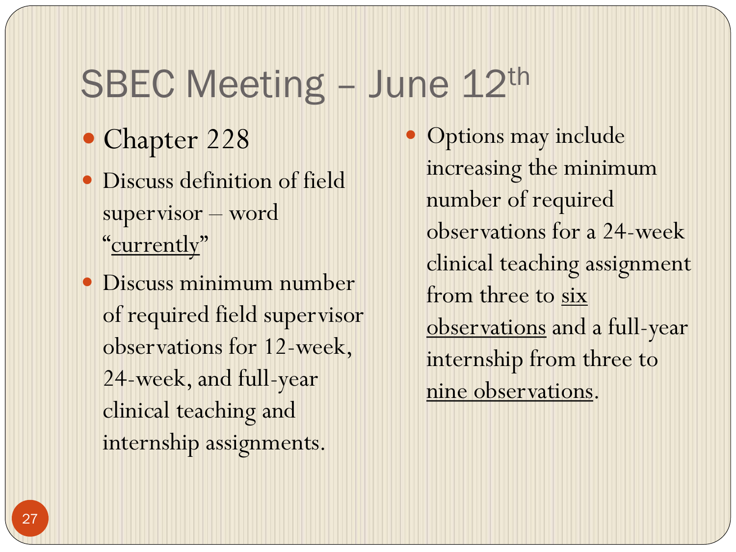# SBEC Meeting – June 12th

- Chapter 228
- Discuss definition of field supervisor – word "<u>currently</u>"
- Discuss minimum number of required field supervisor observations for 12-week, 24-week, and full-year clinical teaching and internship assignments.
- Options may include increasing the minimum number of required observations for a 24-week clinical teaching assignment from three to <u>six observations</u> and a full-year internship from three to <u>nine observations</u>.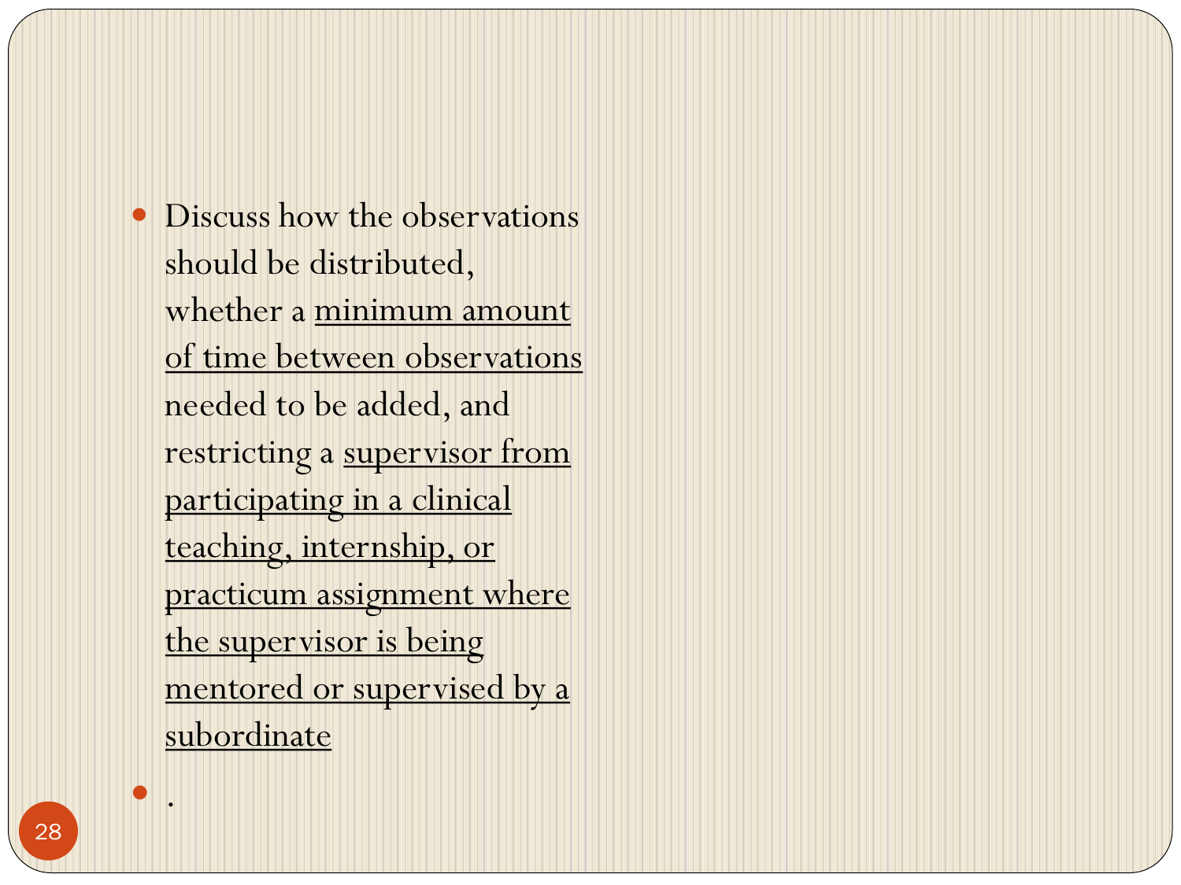- Discuss how the observations should be distributed, whether a <u>minimum amount of time between observations</u> needed to be added, and restricting a <u>supervisor from participating in a clinical teaching, internship, or practicum assignment where the supervisor is being mentored or supervised by a subordinate</u>
- .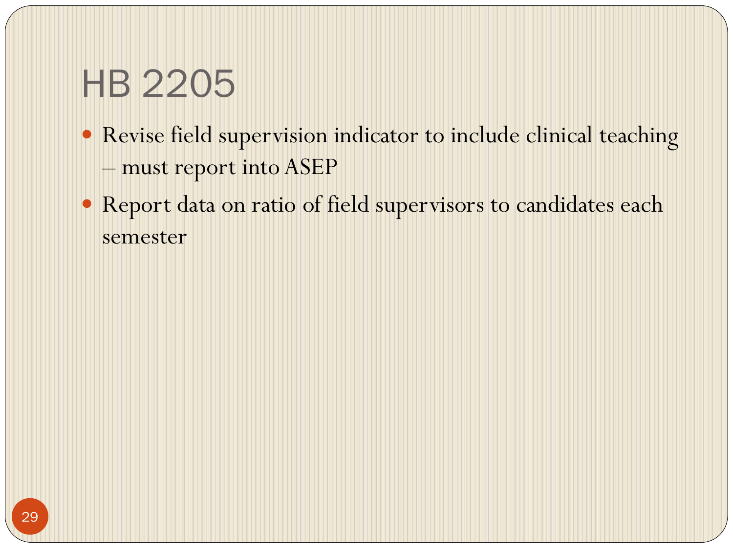# HB 2205

- Revise field supervision indicator to include clinical teaching – must report into ASEP
- Report data on ratio of field supervisors to candidates each semester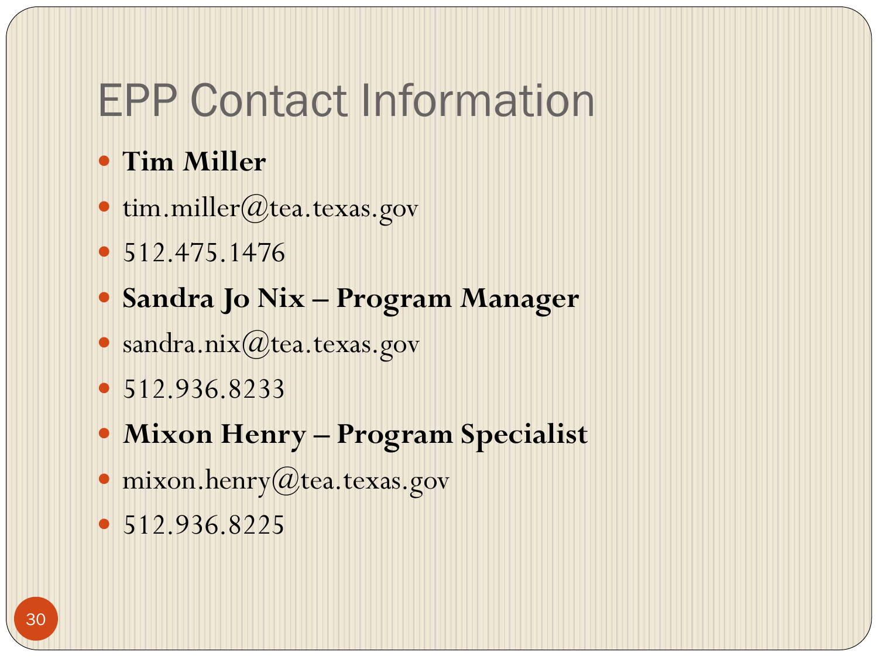# EPP Contact Information

- **Tim Miller**
- tim.miller@tea.texas.gov
- 512.475.1476
- **Sandra Jo Nix – Program Manager**
- sandra.nix@tea.texas.gov
- 512.936.8233
- **Mixon Henry – Program Specialist**
- mixon.henry@tea.texas.gov
- 512.936.8225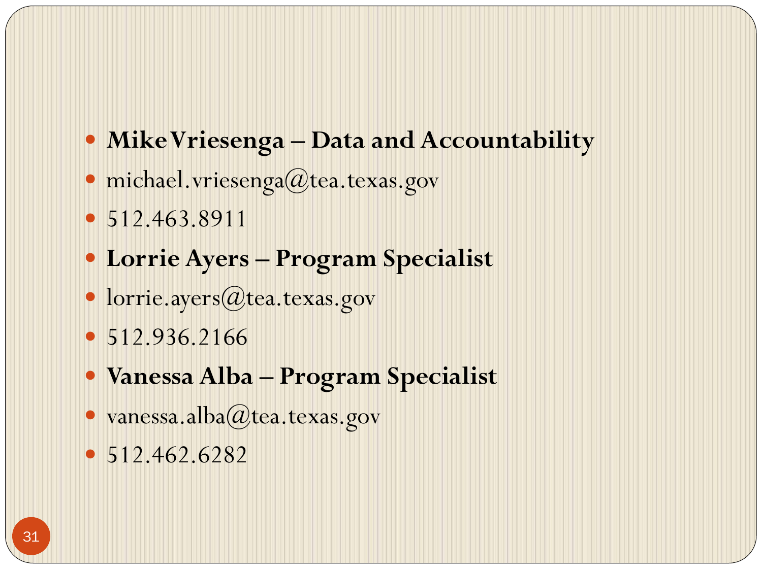- **Mike Vriesenga – Data and Accountability**
- michael.vriesenga@tea.texas.gov
- 512.463.8911
- **Lorrie Ayers – Program Specialist**
- lorrie.ayers@tea.texas.gov
- 512.936.2166
- **Vanessa Alba – Program Specialist**
- vanessa.alba@tea.texas.gov
- 512.462.6282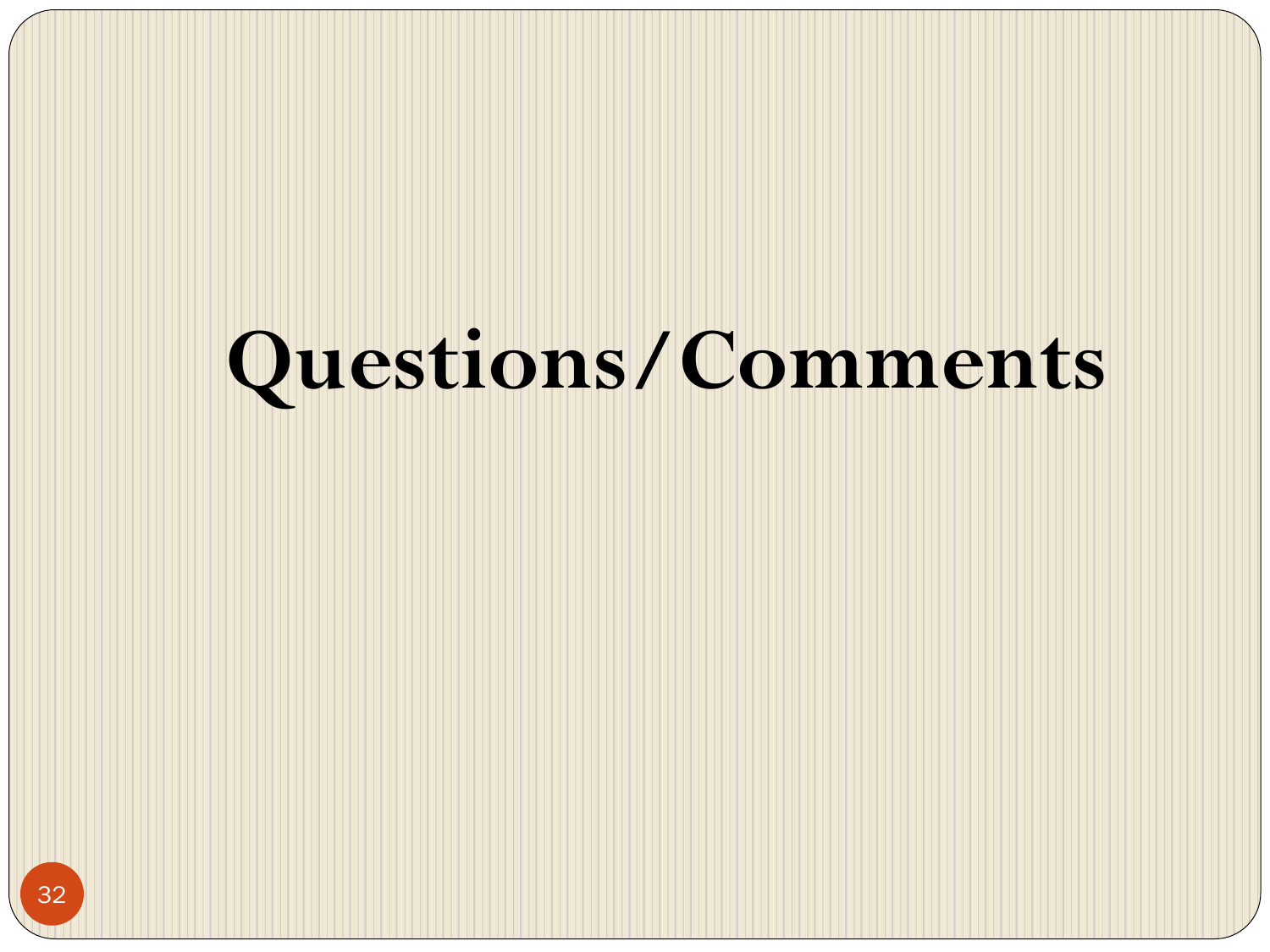# Questions/Comments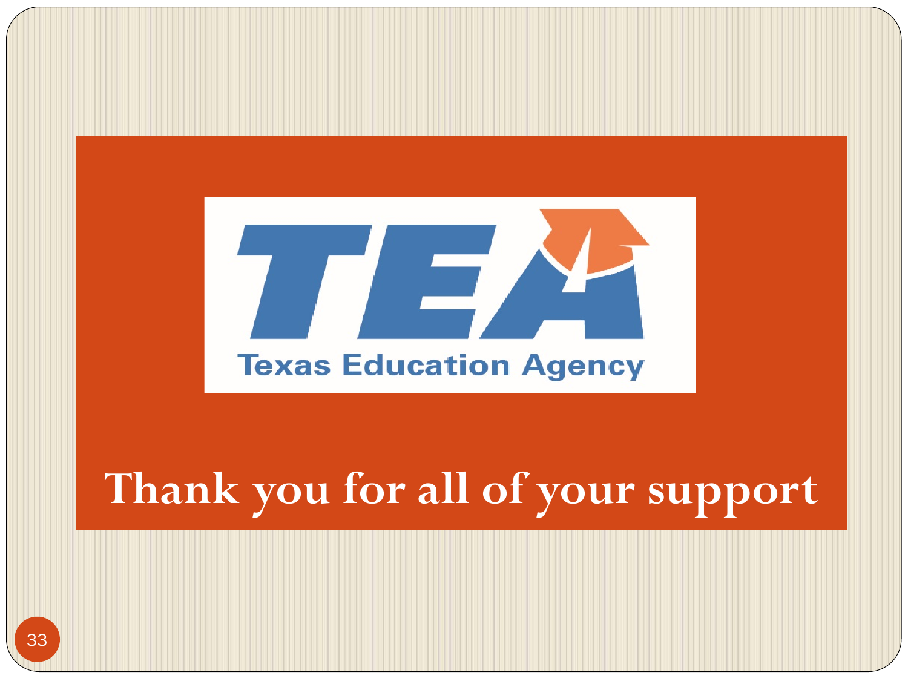TEA

Texas Education Agency

# Thank you for all of your support